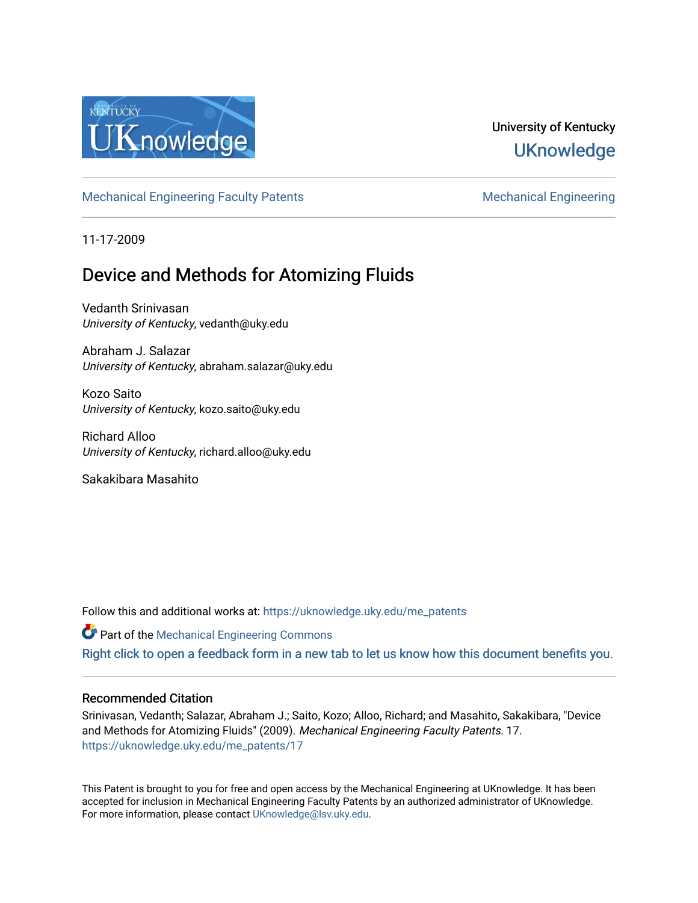University of Kentucky

UKnowledge

Mechanical Engineering Faculty Patents | Mechanical Engineering

11-17-2009

# Device and Methods for Atomizing Fluids

Vedanth Srinivasan
*University of Kentucky*, vedanth@uky.edu

Abraham J. Salazar
*University of Kentucky*, abraham.salazar@uky.edu

Kozo Saito
*University of Kentucky*, kozo.saito@uky.edu

Richard Alloo
*University of Kentucky*, richard.alloo@uky.edu

Sakakibara Masahito

Follow this and additional works at: https://uknowledge.uky.edu/me_patents

Part of the Mechanical Engineering Commons

Right click to open a feedback form in a new tab to let us know how this document benefits you.

### Recommended Citation

Srinivasan, Vedanth; Salazar, Abraham J.; Saito, Kozo; Alloo, Richard; and Masahito, Sakakibara, "Device and Methods for Atomizing Fluids" (2009). *Mechanical Engineering Faculty Patents*. 17.
https://uknowledge.uky.edu/me_patents/17

This Patent is brought to you for free and open access by the Mechanical Engineering at UKnowledge. It has been accepted for inclusion in Mechanical Engineering Faculty Patents by an authorized administrator of UKnowledge. For more information, please contact UKnowledge@lsv.uky.edu.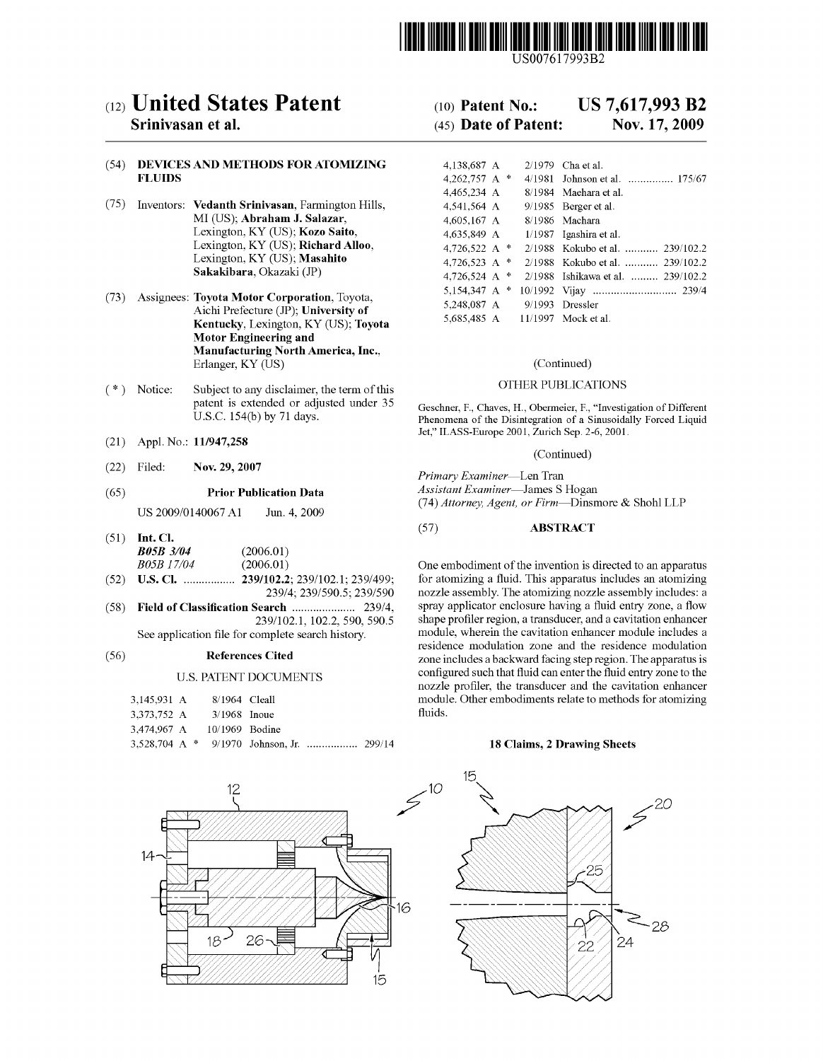US007617993B2

# (12) United States Patent
**Srinivasan et al.**

(10) **Patent No.: US 7,617,993 B2**

(45) **Date of Patent: Nov. 17, 2009**

(54) **DEVICES AND METHODS FOR ATOMIZING FLUIDS**

(75) Inventors: **Vedanth Srinivasan**, Farmington Hills, MI (US); **Abraham J. Salazar**, Lexington, KY (US); **Kozo Saito**, Lexington, KY (US); **Richard Alloo**, Lexington, KY (US); **Masahito Sakakibara**, Okazaki (JP)

(73) Assignees: **Toyota Motor Corporation**, Toyota, Aichi Prefecture (JP); **University of Kentucky**, Lexington, KY (US); **Toyota Motor Engineering and Manufacturing North America, Inc.**, Erlanger, KY (US)

( * ) Notice: Subject to any disclaimer, the term of this patent is extended or adjusted under 35 U.S.C. 154(b) by 71 days.

(21) Appl. No.: **11/947,258**

(22) Filed: **Nov. 29, 2007**

(65) **Prior Publication Data**

US 2009/0140067 A1 Jun. 4, 2009

(51) **Int. Cl.**
*B05B 3/04* (2006.01)
*B05B 17/04* (2006.01)

(52) **U.S. Cl.** ................. **239/102.2**; 239/102.1; 239/499; 239/4; 239/590.5; 239/590

(58) **Field of Classification Search** ..................... 239/4, 239/102.1, 102.2, 590, 590.5
See application file for complete search history.

(56) **References Cited**

U.S. PATENT DOCUMENTS

| | | | |
|---|---|---|---|
| 3,145,931 A | | 8/1964 | Cleall |
| 3,373,752 A | | 3/1968 | Inoue |
| 3,474,967 A | | 10/1969 | Bodine |
| 3,528,704 A | * | 9/1970 | Johnson, Jr. ................. 299/14 |
| 4,138,687 A | | 2/1979 | Cha et al. |
| 4,262,757 A | * | 4/1981 | Johnson et al. ............... 175/67 |
| 4,465,234 A | | 8/1984 | Maehara et al. |
| 4,541,564 A | | 9/1985 | Berger et al. |
| 4,605,167 A | | 8/1986 | Maehara |
| 4,635,849 A | | 1/1987 | Igashira et al. |
| 4,726,522 A | * | 2/1988 | Kokubo et al. ........... 239/102.2 |
| 4,726,523 A | * | 2/1988 | Kokubo et al. ........... 239/102.2 |
| 4,726,524 A | * | 2/1988 | Ishikawa et al. ......... 239/102.2 |
| 5,154,347 A | * | 10/1992 | Vijay ............................ 239/4 |
| 5,248,087 A | | 9/1993 | Dressler |
| 5,685,485 A | | 11/1997 | Mock et al. |

(Continued)

OTHER PUBLICATIONS

Geschner, F., Chaves, H., Obermeier, F., "Investigation of Different Phenomena of the Disintegration of a Sinusoidally Forced Liquid Jet," ILASS-Europe 2001, Zurich Sep. 2-6, 2001.

(Continued)

*Primary Examiner*—Len Tran
*Assistant Examiner*—James S Hogan
(74) *Attorney, Agent, or Firm*—Dinsmore & Shohl LLP

(57) **ABSTRACT**

One embodiment of the invention is directed to an apparatus for atomizing a fluid. This apparatus includes an atomizing nozzle assembly. The atomizing nozzle assembly includes: a spray applicator enclosure having a fluid entry zone, a flow shape profiler region, a transducer, and a cavitation enhancer module, wherein the cavitation enhancer module includes a residence modulation zone and the residence modulation zone includes a backward facing step region. The apparatus is configured such that fluid can enter the fluid entry zone to the nozzle profiler, the transducer and the cavitation enhancer module. Other embodiments relate to methods for atomizing fluids.

**18 Claims, 2 Drawing Sheets**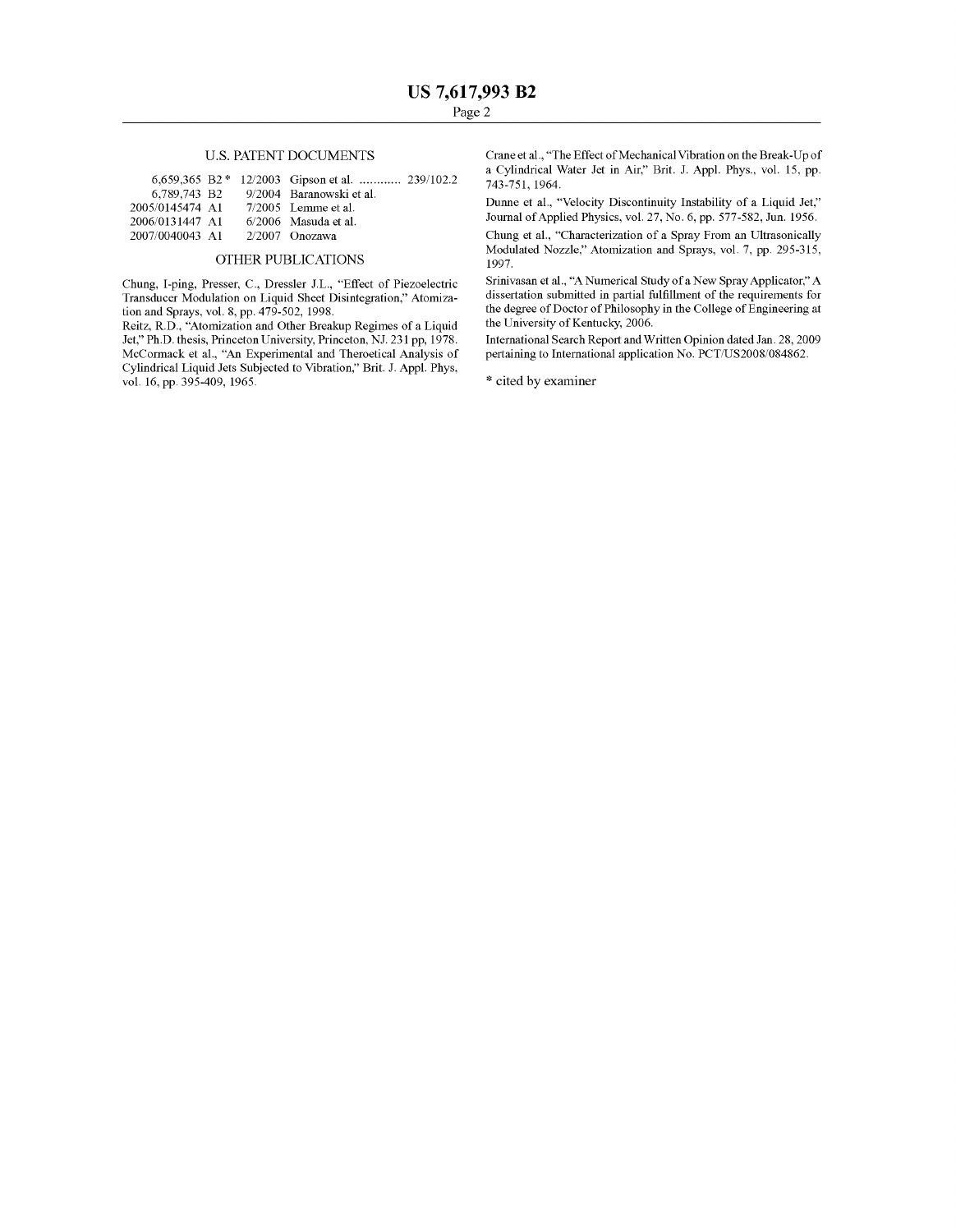## U.S. PATENT DOCUMENTS

| | | |
|---|---|---|
| 6,659,365 B2 * | 12/2003 | Gipson et al. ............ 239/102.2 |
| 6,789,743 B2 | 9/2004 | Baranowski et al. |
| 2005/0145474 A1 | 7/2005 | Lemme et al. |
| 2006/0131447 A1 | 6/2006 | Masuda et al. |
| 2007/0040043 A1 | 2/2007 | Onozawa |

## OTHER PUBLICATIONS

Chung, I-ping, Presser, C., Dressler J.L., "Effect of Piezoelectric Transducer Modulation on Liquid Sheet Disintegration," Atomization and Sprays, vol. 8, pp. 479-502, 1998.

Reitz, R.D., "Atomization and Other Breakup Regimes of a Liquid Jet," Ph.D. thesis, Princeton University, Princeton, NJ. 231 pp, 1978.

McCormack et al., "An Experimental and Theroetical Analysis of Cylindrical Liquid Jets Subjected to Vibration," Brit. J. Appl. Phys, vol. 16, pp. 395-409, 1965.

Crane et al., "The Effect of Mechanical Vibration on the Break-Up of a Cylindrical Water Jet in Air," Brit. J. Appl. Phys., vol. 15, pp. 743-751, 1964.

Dunne et al., "Velocity Discontinuity Instability of a Liquid Jet," Journal of Applied Physics, vol. 27, No. 6, pp. 577-582, Jun. 1956.

Chung et al., "Characterization of a Spray From an Ultrasonically Modulated Nozzle," Atomization and Sprays, vol. 7, pp. 295-315, 1997.

Srinivasan et al., "A Numerical Study of a New Spray Applicator," A dissertation submitted in partial fulfillment of the requirements for the degree of Doctor of Philosophy in the College of Engineering at the University of Kentucky, 2006.

International Search Report and Written Opinion dated Jan. 28, 2009 pertaining to International application No. PCT/US2008/084862.

* cited by examiner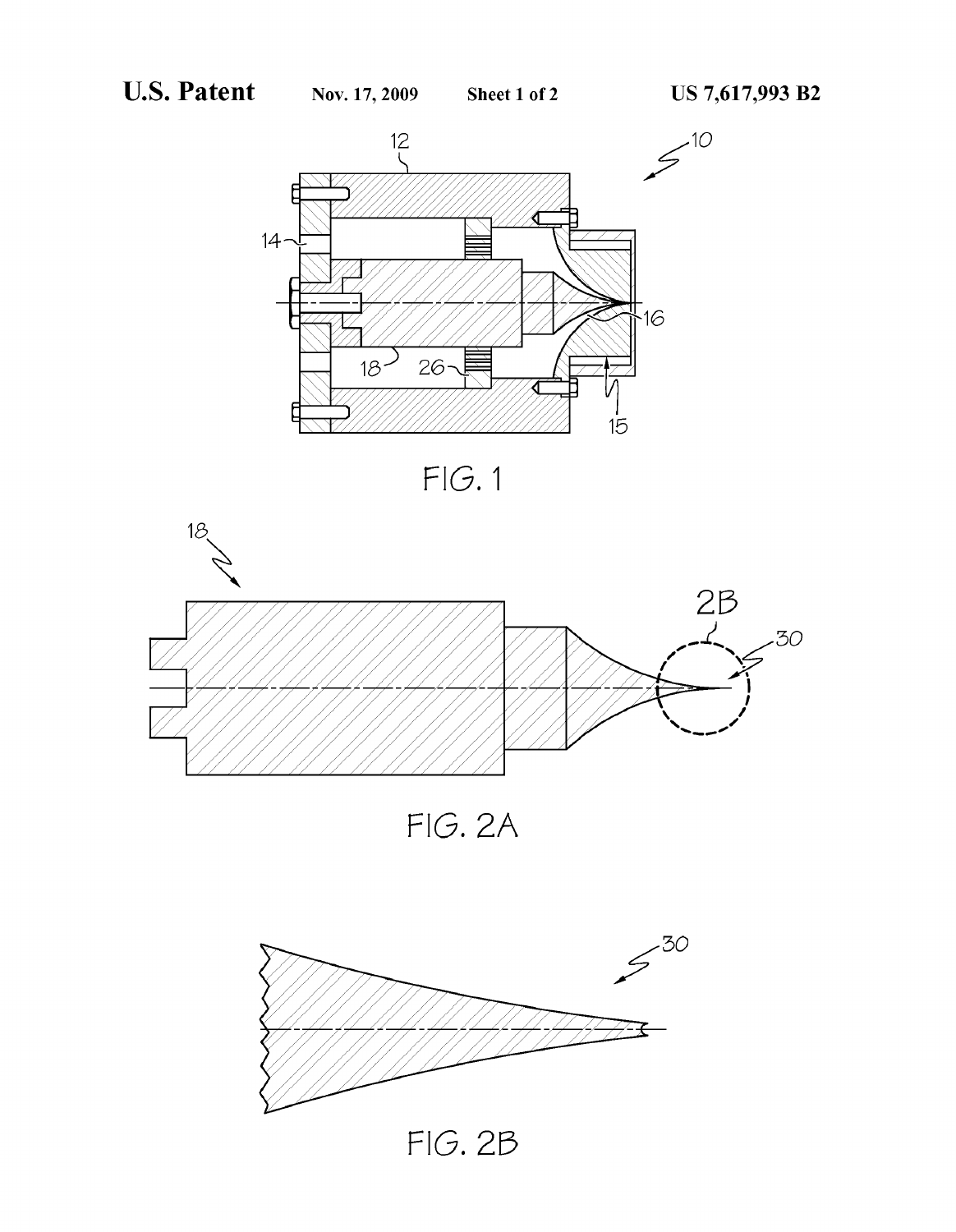FIG. 1

FIG. 2A

FIG. 2B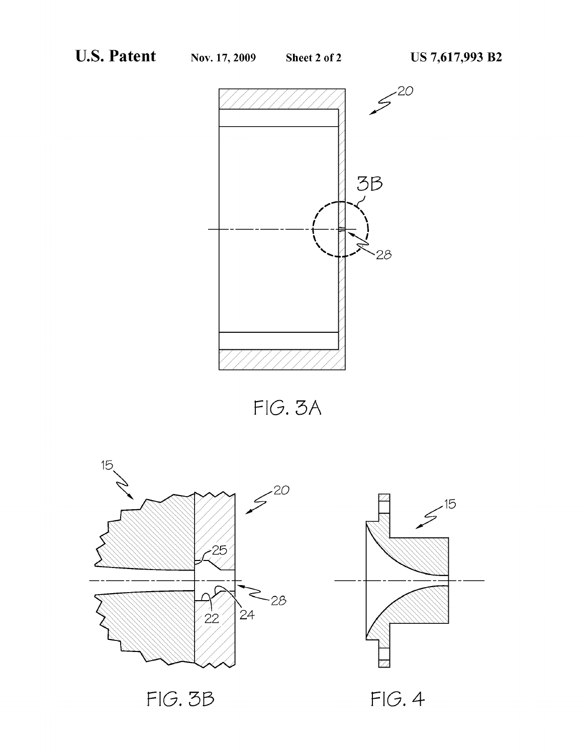FIG. 3A

FIG. 3B

FIG. 4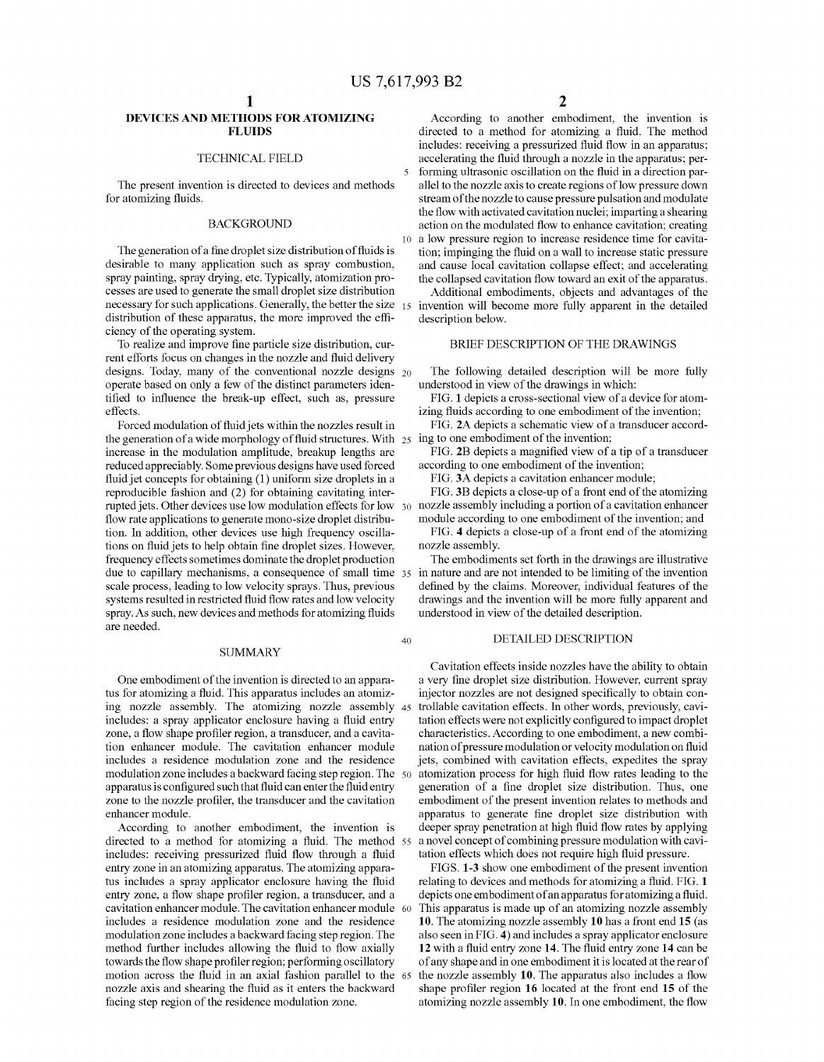# DEVICES AND METHODS FOR ATOMIZING FLUIDS

## TECHNICAL FIELD

The present invention is directed to devices and methods for atomizing fluids.

## BACKGROUND

The generation of a fine droplet size distribution of fluids is desirable to many application such as spray combustion, spray painting, spray drying, etc. Typically, atomization processes are used to generate the small droplet size distribution necessary for such applications. Generally, the better the size distribution of these apparatus, the more improved the efficiency of the operating system.

To realize and improve fine particle size distribution, current efforts focus on changes in the nozzle and fluid delivery designs. Today, many of the conventional nozzle designs operate based on only a few of the distinct parameters identified to influence the break-up effect, such as, pressure effects.

Forced modulation of fluid jets within the nozzles result in the generation of a wide morphology of fluid structures. With increase in the modulation amplitude, breakup lengths are reduced appreciably. Some previous designs have used forced fluid jet concepts for obtaining (1) uniform size droplets in a reproducible fashion and (2) for obtaining cavitating interrupted jets. Other devices use low modulation effects for low flow rate applications to generate mono-size droplet distribution. In addition, other devices use high frequency oscillations on fluid jets to help obtain fine droplet sizes. However, frequency effects sometimes dominate the droplet production due to capillary mechanisms, a consequence of small time scale process, leading to low velocity sprays. Thus, previous systems resulted in restricted fluid flow rates and low velocity spray. As such, new devices and methods for atomizing fluids are needed.

## SUMMARY

One embodiment of the invention is directed to an apparatus for atomizing a fluid. This apparatus includes an atomizing nozzle assembly. The atomizing nozzle assembly includes: a spray applicator enclosure having a fluid entry zone, a flow shape profiler region, a transducer, and a cavitation enhancer module. The cavitation enhancer module includes a residence modulation zone and the residence modulation zone includes a backward facing step region. The apparatus is configured such that fluid can enter the fluid entry zone to the nozzle profiler, the transducer and the cavitation enhancer module.

According to another embodiment, the invention is directed to a method for atomizing a fluid. The method includes: receiving pressurized fluid flow through a fluid entry zone in an atomizing apparatus. The atomizing apparatus includes a spray applicator enclosure having the fluid entry zone, a flow shape profiler region, a transducer, and a cavitation enhancer module. The cavitation enhancer module includes a residence modulation zone and the residence modulation zone includes a backward facing step region. The method further includes allowing the fluid to flow axially towards the flow shape profiler region; performing oscillatory motion across the fluid in an axial fashion parallel to the nozzle axis and shearing the fluid as it enters the backward facing step region of the residence modulation zone.

According to another embodiment, the invention is directed to a method for atomizing a fluid. The method includes: receiving a pressurized fluid flow in an apparatus; accelerating the fluid through a nozzle in the apparatus; performing ultrasonic oscillation on the fluid in a direction parallel to the nozzle axis to create regions of low pressure down stream of the nozzle to cause pressure pulsation and modulate the flow with activated cavitation nuclei; imparting a shearing action on the modulated flow to enhance cavitation; creating a low pressure region to increase residence time for cavitation; impinging the fluid on a wall to increase static pressure and cause local cavitation collapse effect; and accelerating the collapsed cavitation flow toward an exit of the apparatus.

Additional embodiments, objects and advantages of the invention will become more fully apparent in the detailed description below.

## BRIEF DESCRIPTION OF THE DRAWINGS

The following detailed description will be more fully understood in view of the drawings in which:

FIG. **1** depicts a cross-sectional view of a device for atomizing fluids according to one embodiment of the invention;

FIG. **2**A depicts a schematic view of a transducer according to one embodiment of the invention;

FIG. **2**B depicts a magnified view of a tip of a transducer according to one embodiment of the invention;

FIG. **3**A depicts a cavitation enhancer module;

FIG. **3**B depicts a close-up of a front end of the atomizing nozzle assembly including a portion of a cavitation enhancer module according to one embodiment of the invention; and

FIG. **4** depicts a close-up of a front end of the atomizing nozzle assembly.

The embodiments set forth in the drawings are illustrative in nature and are not intended to be limiting of the invention defined by the claims. Moreover, individual features of the drawings and the invention will be more fully apparent and understood in view of the detailed description.

## DETAILED DESCRIPTION

Cavitation effects inside nozzles have the ability to obtain a very fine droplet size distribution. However, current spray injector nozzles are not designed specifically to obtain controllable cavitation effects. In other words, previously, cavitation effects were not explicitly configured to impact droplet characteristics. According to one embodiment, a new combination of pressure modulation or velocity modulation on fluid jets, combined with cavitation effects, expedites the spray atomization process for high fluid flow rates leading to the generation of a fine droplet size distribution. Thus, one embodiment of the present invention relates to methods and apparatus to generate fine droplet size distribution with deeper spray penetration at high fluid flow rates by applying a novel concept of combining pressure modulation with cavitation effects which does not require high fluid pressure.

FIGS. **1-3** show one embodiment of the present invention relating to devices and methods for atomizing a fluid. FIG. **1** depicts one embodiment of an apparatus for atomizing a fluid. This apparatus is made up of an atomizing nozzle assembly **10**. The atomizing nozzle assembly **10** has a front end **15** (as also seen in FIG. **4**) and includes a spray applicator enclosure **12** with a fluid entry zone **14**. The fluid entry zone **14** can be of any shape and in one embodiment it is located at the rear of the nozzle assembly **10**. The apparatus also includes a flow shape profiler region **16** located at the front end **15** of the atomizing nozzle assembly **10**. In one embodiment, the flow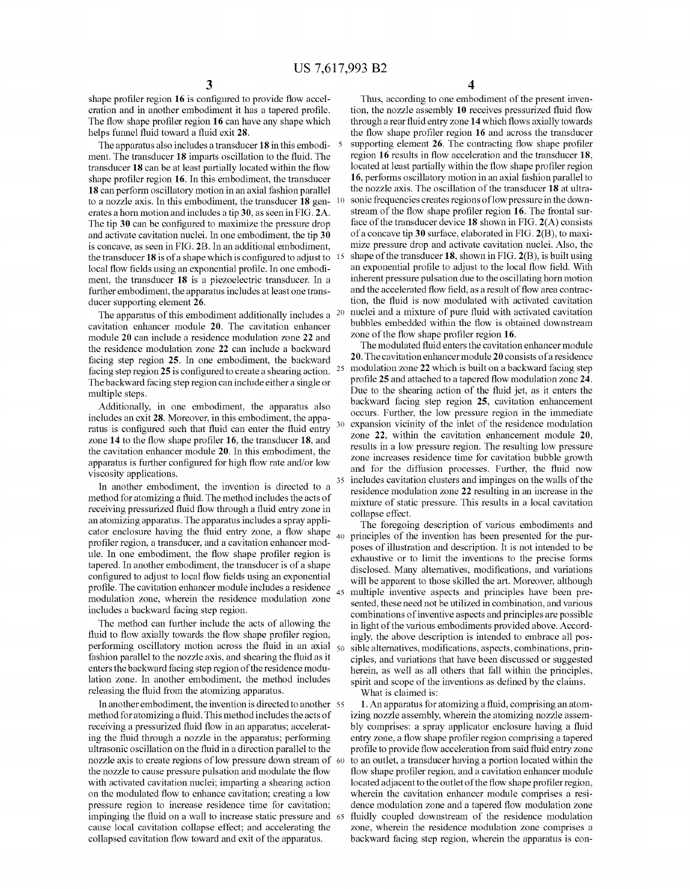shape profiler region **16** is configured to provide flow acceleration and in another embodiment it has a tapered profile. The flow shape profiler region **16** can have any shape which helps funnel fluid toward a fluid exit **28**.

The apparatus also includes a transducer **18** in this embodiment. The transducer **18** imparts oscillation to the fluid. The transducer **18** can be at least partially located within the flow shape profiler region **16**. In this embodiment, the transducer **18** can perform oscillatory motion in an axial fashion parallel to a nozzle axis. In this embodiment, the transducer **18** generates a horn motion and includes a tip **30**, as seen in FIG. **2**A. The tip **30** can be configured to maximize the pressure drop and activate cavitation nuclei. In one embodiment, the tip **30** is concave, as seen in FIG. **2**B. In an additional embodiment, the transducer **18** is of a shape which is configured to adjust to local flow fields using an exponential profile. In one embodiment, the transducer **18** is a piezoelectric transducer. In a further embodiment, the apparatus includes at least one transducer supporting element **26**.

The apparatus of this embodiment additionally includes a cavitation enhancer module **20**. The cavitation enhancer module **20** can include a residence modulation zone **22** and the residence modulation zone **22** can include a backward facing step region **25**. In one embodiment, the backward facing step region **25** is configured to create a shearing action. The backward facing step region can include either a single or multiple steps.

Additionally, in one embodiment, the apparatus also includes an exit **28**. Moreover, in this embodiment, the apparatus is configured such that fluid can enter the fluid entry zone **14** to the flow shape profiler **16**, the transducer **18**, and the cavitation enhancer module **20**. In this embodiment, the apparatus is further configured for high flow rate and/or low viscosity applications.

In another embodiment, the invention is directed to a method for atomizing a fluid. The method includes the acts of receiving pressurized fluid flow through a fluid entry zone in an atomizing apparatus. The apparatus includes a spray applicator enclosure having the fluid entry zone, a flow shape profiler region, a transducer, and a cavitation enhancer module. In one embodiment, the flow shape profiler region is tapered. In another embodiment, the transducer is of a shape configured to adjust to local flow fields using an exponential profile. The cavitation enhancer module includes a residence modulation zone, wherein the residence modulation zone includes a backward facing step region.

The method can further include the acts of allowing the fluid to flow axially towards the flow shape profiler region, performing oscillatory motion across the fluid in an axial fashion parallel to the nozzle axis, and shearing the fluid as it enters the backward facing step region of the residence modulation zone. In another embodiment, the method includes releasing the fluid from the atomizing apparatus.

In another embodiment, the invention is directed to another method for atomizing a fluid. This method includes the acts of receiving a pressurized fluid flow in an apparatus; accelerating the fluid through a nozzle in the apparatus; performing ultrasonic oscillation on the fluid in a direction parallel to the nozzle axis to create regions of low pressure down stream of the nozzle to cause pressure pulsation and modulate the flow with activated cavitation nuclei; imparting a shearing action on the modulated flow to enhance cavitation; creating a low pressure region to increase residence time for cavitation; impinging the fluid on a wall to increase static pressure and cause local cavitation collapse effect; and accelerating the collapsed cavitation flow toward and exit of the apparatus.

Thus, according to one embodiment of the present invention, the nozzle assembly **10** receives pressurized fluid flow through a rear fluid entry zone **14** which flows axially towards the flow shape profiler region **16** and across the transducer supporting element **26**. The contracting flow shape profiler region **16** results in flow acceleration and the transducer **18**, located at least partially within the flow shape profiler region **16**, performs oscillatory motion in an axial fashion parallel to the nozzle axis. The oscillation of the transducer **18** at ultrasonic frequencies creates regions of low pressure in the downstream of the flow shape profiler region **16**. The frontal surface of the transducer device **18** shown in FIG. **2**(A) consists of a concave tip **30** surface, elaborated in FIG. **2**(B), to maximize pressure drop and activate cavitation nuclei. Also, the shape of the transducer **18**, shown in FIG. **2**(B), is built using an exponential profile to adjust to the local flow field. With inherent pressure pulsation due to the oscillating horn motion and the accelerated flow field, as a result of flow area contraction, the fluid is now modulated with activated cavitation nuclei and a mixture of pure fluid with activated cavitation bubbles embedded within the flow is obtained downstream zone of the flow shape profiler region **16**.

The modulated fluid enters the cavitation enhancer module **20**. The cavitation enhancer module **20** consists of a residence modulation zone **22** which is built on a backward facing step profile **25** and attached to a tapered flow modulation zone **24**. Due to the shearing action of the fluid jet, as it enters the backward facing step region **25**, cavitation enhancement occurs. Further, the low pressure region in the immediate expansion vicinity of the inlet of the residence modulation zone **22**, within the cavitation enhancement module **20**, results in a low pressure region. The resulting low pressure zone increases residence time for cavitation bubble growth and for the diffusion processes. Further, the fluid now includes cavitation clusters and impinges on the walls of the residence modulation zone **22** resulting in an increase in the mixture of static pressure. This results in a local cavitation collapse effect.

The foregoing description of various embodiments and principles of the invention has been presented for the purposes of illustration and description. It is not intended to be exhaustive or to limit the inventions to the precise forms disclosed. Many alternatives, modifications, and variations will be apparent to those skilled the art. Moreover, although multiple inventive aspects and principles have been presented, these need not be utilized in combination, and various combinations of inventive aspects and principles are possible in light of the various embodiments provided above. Accordingly, the above description is intended to embrace all possible alternatives, modifications, aspects, combinations, principles, and variations that have been discussed or suggested herein, as well as all others that fall within the principles, spirit and scope of the inventions as defined by the claims.

What is claimed is:

**1**. An apparatus for atomizing a fluid, comprising an atomizing nozzle assembly, wherein the atomizing nozzle assembly comprises: a spray applicator enclosure having a fluid entry zone, a flow shape profiler region comprising a tapered profile to provide flow acceleration from said fluid entry zone to an outlet, a transducer having a portion located within the flow shape profiler region, and a cavitation enhancer module located adjacent to the outlet of the flow shape profiler region, wherein the cavitation enhancer module comprises a residence modulation zone and a tapered flow modulation zone fluidly coupled downstream of the residence modulation zone, wherein the residence modulation zone comprises a backward facing step region, wherein the apparatus is con-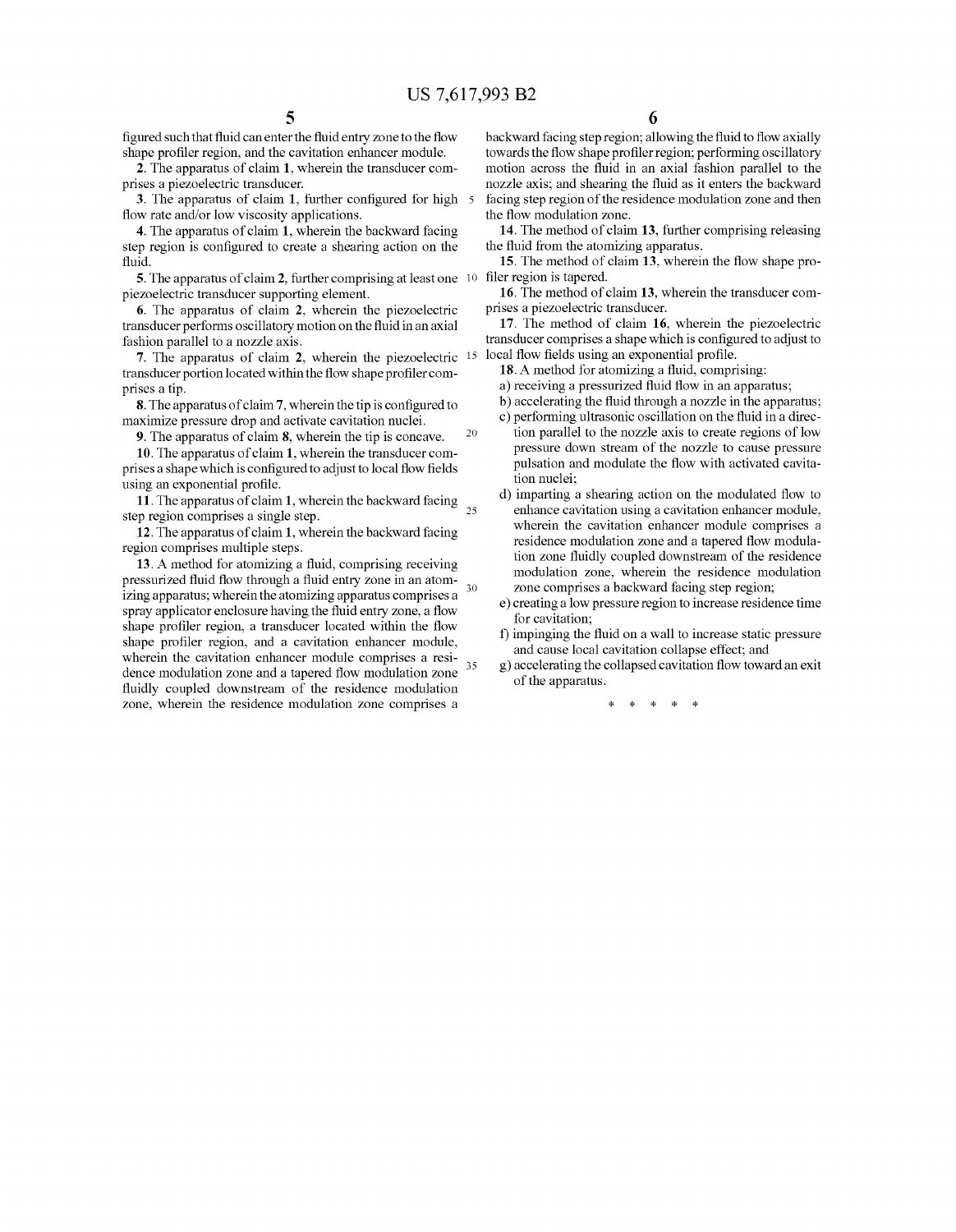figured such that fluid can enter the fluid entry zone to the flow shape profiler region, and the cavitation enhancer module.

**2**. The apparatus of claim **1**, wherein the transducer comprises a piezoelectric transducer.

**3**. The apparatus of claim **1**, further configured for high flow rate and/or low viscosity applications.

**4**. The apparatus of claim **1**, wherein the backward facing step region is configured to create a shearing action on the fluid.

**5**. The apparatus of claim **2**, further comprising at least one piezoelectric transducer supporting element.

**6**. The apparatus of claim **2**, wherein the piezoelectric transducer performs oscillatory motion on the fluid in an axial fashion parallel to a nozzle axis.

**7**. The apparatus of claim **2**, wherein the piezoelectric transducer portion located within the flow shape profiler comprises a tip.

**8**. The apparatus of claim **7**, wherein the tip is configured to maximize pressure drop and activate cavitation nuclei.

**9**. The apparatus of claim **8**, wherein the tip is concave.

**10**. The apparatus of claim **1**, wherein the transducer comprises a shape which is configured to adjust to local flow fields using an exponential profile.

**11**. The apparatus of claim **1**, wherein the backward facing step region comprises a single step.

**12**. The apparatus of claim **1**, wherein the backward facing region comprises multiple steps.

**13**. A method for atomizing a fluid, comprising receiving pressurized fluid flow through a fluid entry zone in an atomizing apparatus; wherein the atomizing apparatus comprises a spray applicator enclosure having the fluid entry zone, a flow shape profiler region, a transducer located within the flow shape profiler region, and a cavitation enhancer module, wherein the cavitation enhancer module comprises a residence modulation zone and a tapered flow modulation zone fluidly coupled downstream of the residence modulation zone, wherein the residence modulation zone comprises a backward facing step region; allowing the fluid to flow axially towards the flow shape profiler region; performing oscillatory motion across the fluid in an axial fashion parallel to the nozzle axis; and shearing the fluid as it enters the backward facing step region of the residence modulation zone and then the flow modulation zone.

**14**. The method of claim **13**, further comprising releasing the fluid from the atomizing apparatus.

**15**. The method of claim **13**, wherein the flow shape profiler region is tapered.

**16**. The method of claim **13**, wherein the transducer comprises a piezoelectric transducer.

**17**. The method of claim **16**, wherein the piezoelectric transducer comprises a shape which is configured to adjust to local flow fields using an exponential profile.

**18**. A method for atomizing a fluid, comprising:

a) receiving a pressurized fluid flow in an apparatus;

b) accelerating the fluid through a nozzle in the apparatus;

c) performing ultrasonic oscillation on the fluid in a direction parallel to the nozzle axis to create regions of low pressure down stream of the nozzle to cause pressure pulsation and modulate the flow with activated cavitation nuclei;

d) imparting a shearing action on the modulated flow to enhance cavitation using a cavitation enhancer module, wherein the cavitation enhancer module comprises a residence modulation zone and a tapered flow modulation zone fluidly coupled downstream of the residence modulation zone, wherein the residence modulation zone comprises a backward facing step region;

e) creating a low pressure region to increase residence time for cavitation;

f) impinging the fluid on a wall to increase static pressure and cause local cavitation collapse effect; and

g) accelerating the collapsed cavitation flow toward an exit of the apparatus.

\* \* \* \* \*